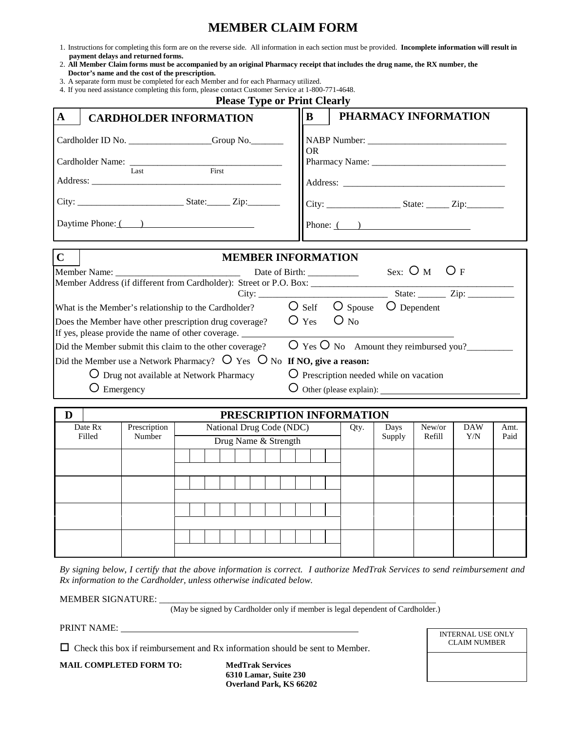# MEMBER CLAIM FORM

1. Instructions for completing this form are on the reverse side. All information in each section must be provided. **Incomplete information will result in payment delays and returned forms.**
2. **All Member Claim forms must be accompanied by an original Pharmacy receipt that includes the drug name, the RX number, the Doctor's name and the cost of the prescription.**
3. A separate form must be completed for each Member and for each Pharmacy utilized.
4. If you need assistance completing this form, please contact Customer Service at 1-800-771-4648.

**Please Type or Print Clearly**

## A CARDHOLDER INFORMATION

Cardholder ID No. ___________________ Group No. ________

Cardholder Name: ___________________________________
Last First

Address: _____________________________________________

City: ________________________ State: _____ Zip: ________

Daytime Phone: ( ) ________________________

## B PHARMACY INFORMATION

NABP Number: _______________________________
OR
Pharmacy Name: ______________________________

Address: ____________________________________

City: _________________ State: _____ Zip: ________

Phone: ( ) ________________________

## C MEMBER INFORMATION

Member Name: ___________________________ Date of Birth: ___________ Sex: O M O F

Member Address (if different from Cardholder): Street or P.O. Box: ______________________________________________

City: ____________________________ State: ______ Zip: __________

What is the Member's relationship to the Cardholder? O Self O Spouse O Dependent

Does the Member have other prescription drug coverage? O Yes O No

If yes, please provide the name of other coverage. ________________________________________

Did the Member submit this claim to the other coverage? O Yes O No Amount they reimbursed you? __________

Did the Member use a Network Pharmacy? O Yes O No **If NO, give a reason:**

O Drug not available at Network Pharmacy O Prescription needed while on vacation

O Emergency O Other (please explain): ________________________________

## D PRESCRIPTION INFORMATION

| Date Rx Filled | Prescription Number | National Drug Code (NDC) / Drug Name & Strength | Qty. | Days Supply | New/or Refill | DAW Y/N | Amt. Paid |
|---|---|---|---|---|---|---|---|
| | | | | | | | |
| | | | | | | | |
| | | | | | | | |
| | | | | | | | |

*By signing below, I certify that the above information is correct. I authorize MedTrak Services to send reimbursement and Rx information to the Cardholder, unless otherwise indicated below.*

MEMBER SIGNATURE: _______________________________________________________________
(May be signed by Cardholder only if member is legal dependent of Cardholder.)

PRINT NAME: _____________________________________________________

☐ Check this box if reimbursement and Rx information should be sent to Member.

**MAIL COMPLETED FORM TO:** **MedTrak Services**
**6310 Lamar, Suite 230**
**Overland Park, KS 66202**

| INTERNAL USE ONLY CLAIM NUMBER |
|---|
| |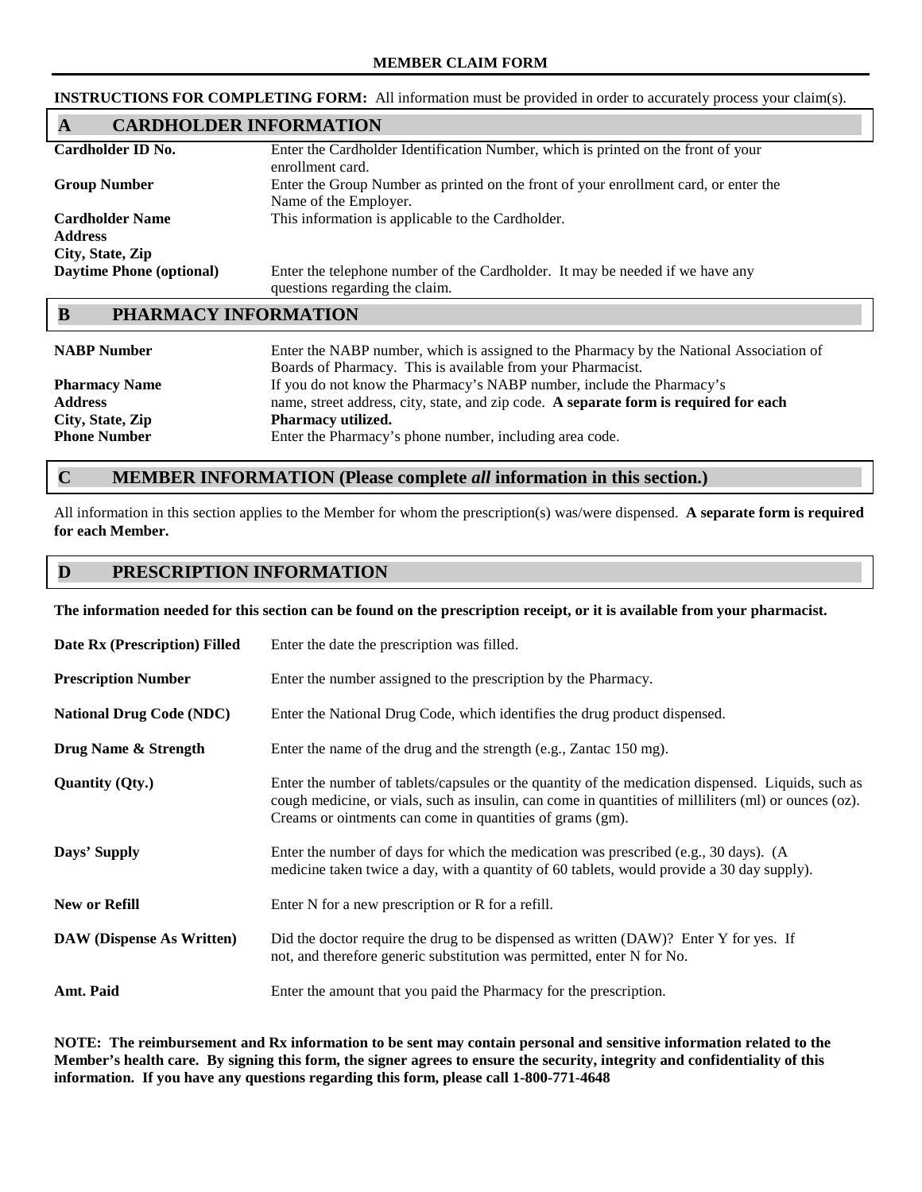**MEMBER CLAIM FORM**

**INSTRUCTIONS FOR COMPLETING FORM:** All information must be provided in order to accurately process your claim(s).

## A CARDHOLDER INFORMATION

| | |
|---|---|
| **Cardholder ID No.** | Enter the Cardholder Identification Number, which is printed on the front of your enrollment card. |
| **Group Number** | Enter the Group Number as printed on the front of your enrollment card, or enter the Name of the Employer. |
| **Cardholder Name**<br>**Address**<br>**City, State, Zip** | This information is applicable to the Cardholder. |
| **Daytime Phone (optional)** | Enter the telephone number of the Cardholder. It may be needed if we have any questions regarding the claim. |

## B PHARMACY INFORMATION

| | |
|---|---|
| **NABP Number** | Enter the NABP number, which is assigned to the Pharmacy by the National Association of Boards of Pharmacy. This is available from your Pharmacist. |
| **Pharmacy Name**<br>**Address**<br>**City, State, Zip** | If you do not know the Pharmacy's NABP number, include the Pharmacy's name, street address, city, state, and zip code. **A separate form is required for each Pharmacy utilized.** |
| **Phone Number** | Enter the Pharmacy's phone number, including area code. |

## C MEMBER INFORMATION (Please complete *all* information in this section.)

All information in this section applies to the Member for whom the prescription(s) was/were dispensed. **A separate form is required for each Member.**

## D PRESCRIPTION INFORMATION

**The information needed for this section can be found on the prescription receipt, or it is available from your pharmacist.**

| | |
|---|---|
| **Date Rx (Prescription) Filled** | Enter the date the prescription was filled. |
| **Prescription Number** | Enter the number assigned to the prescription by the Pharmacy. |
| **National Drug Code (NDC)** | Enter the National Drug Code, which identifies the drug product dispensed. |
| **Drug Name & Strength** | Enter the name of the drug and the strength (e.g., Zantac 150 mg). |
| **Quantity (Qty.)** | Enter the number of tablets/capsules or the quantity of the medication dispensed. Liquids, such as cough medicine, or vials, such as insulin, can come in quantities of milliliters (ml) or ounces (oz). Creams or ointments can come in quantities of grams (gm). |
| **Days' Supply** | Enter the number of days for which the medication was prescribed (e.g., 30 days). (A medicine taken twice a day, with a quantity of 60 tablets, would provide a 30 day supply). |
| **New or Refill** | Enter N for a new prescription or R for a refill. |
| **DAW (Dispense As Written)** | Did the doctor require the drug to be dispensed as written (DAW)? Enter Y for yes. If not, and therefore generic substitution was permitted, enter N for No. |
| **Amt. Paid** | Enter the amount that you paid the Pharmacy for the prescription. |

**NOTE: The reimbursement and Rx information to be sent may contain personal and sensitive information related to the Member's health care. By signing this form, the signer agrees to ensure the security, integrity and confidentiality of this information. If you have any questions regarding this form, please call 1-800-771-4648**